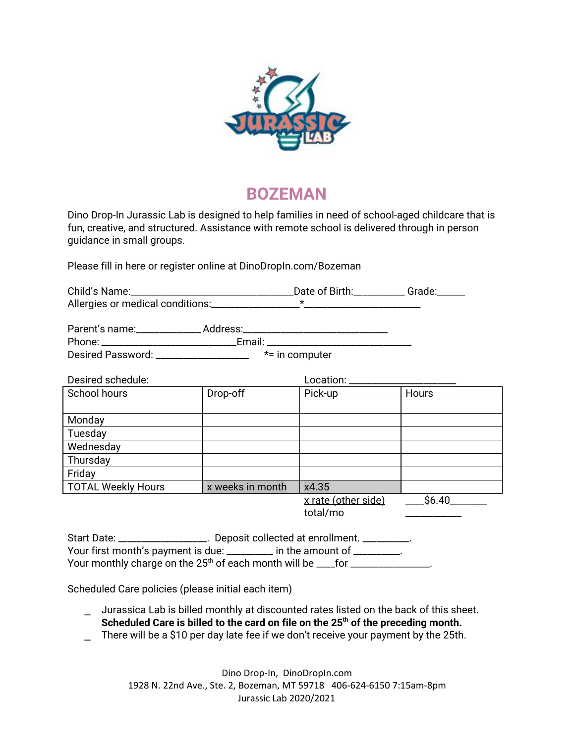# BOZEMAN

Dino Drop-In Jurassic Lab is designed to help families in need of school-aged childcare that is fun, creative, and structured. Assistance with remote school is delivered through in person guidance in small groups.

Please fill in here or register online at DinoDropIn.com/Bozeman

Child's Name:_______________________________Date of Birth:__________ Grade:______
Allergies or medical conditions:_________________*______________________

Parent's name:_____________ Address:____________________________
Phone: __________________________Email: ____________________________
Desired Password: __________________ *= in computer

Desired schedule: Location: ____________________

| School hours | Drop-off | Pick-up | Hours |
|---|---|---|---|
| | | | |
| Monday | | | |
| Tuesday | | | |
| Wednesday | | | |
| Thursday | | | |
| Friday | | | |
| TOTAL Weekly Hours | x weeks in month | x4.35 | |
| | | x rate (other side) | ____$6.40_______ |
| | | total/mo | ___________ |

Start Date: _________________. Deposit collected at enrollment. _________.
Your first month's payment is due: _________ in the amount of _________.
Your monthly charge on the 25th of each month will be ____for _______________.

Scheduled Care policies (please initial each item)

_ Jurassica Lab is billed monthly at discounted rates listed on the back of this sheet. **Scheduled Care is billed to the card on file on the 25th of the preceding month.**

_ There will be a $10 per day late fee if we don't receive your payment by the 25th.

Dino Drop-In, DinoDropIn.com
1928 N. 22nd Ave., Ste. 2, Bozeman, MT 59718 406-624-6150 7:15am-8pm
Jurassic Lab 2020/2021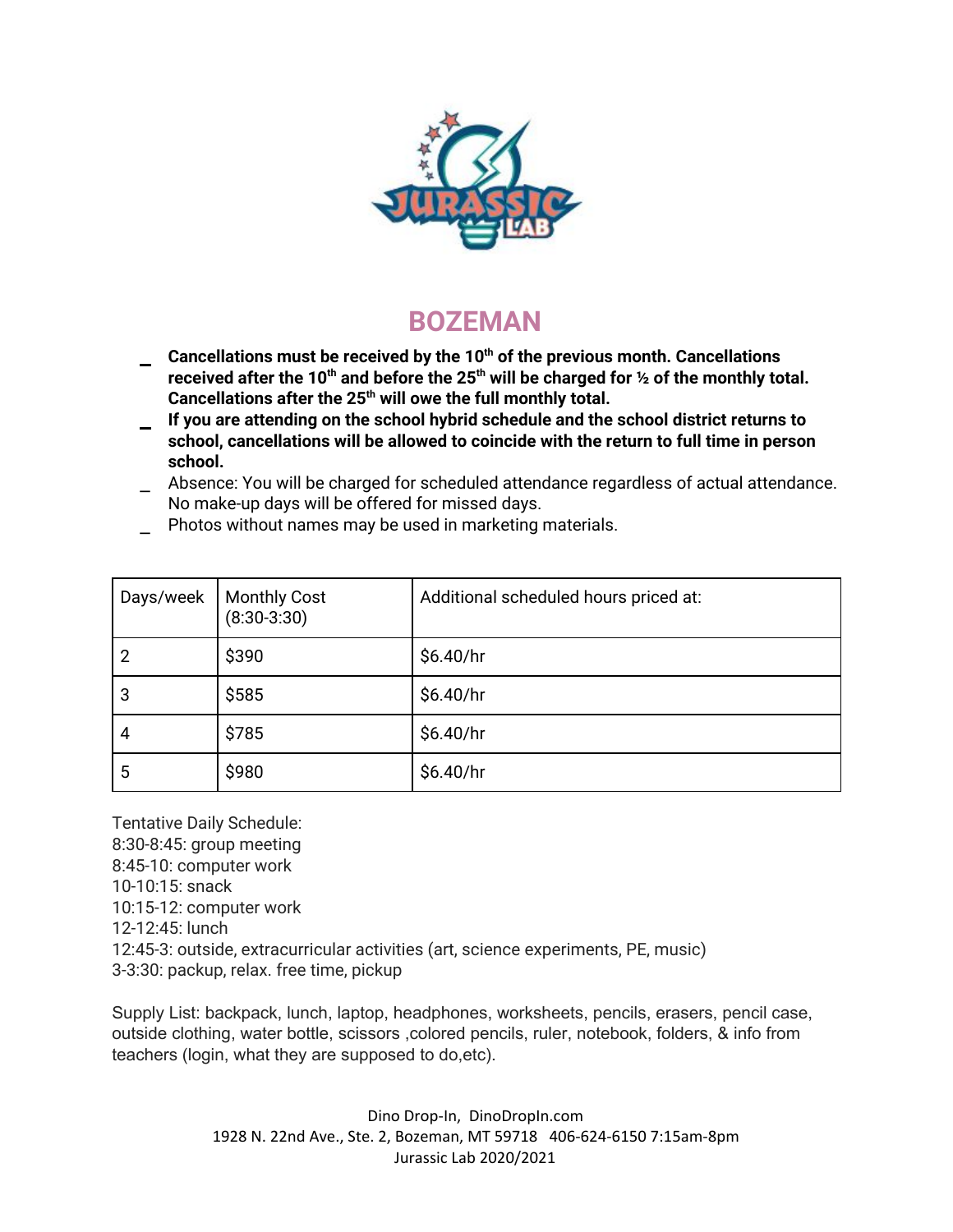# BOZEMAN

- **Cancellations must be received by the 10th of the previous month. Cancellations received after the 10th and before the 25th will be charged for ½ of the monthly total. Cancellations after the 25th will owe the full monthly total.**
- **If you are attending on the school hybrid schedule and the school district returns to school, cancellations will be allowed to coincide with the return to full time in person school.**
- Absence: You will be charged for scheduled attendance regardless of actual attendance. No make-up days will be offered for missed days.
- Photos without names may be used in marketing materials.

| Days/week | Monthly Cost (8:30-3:30) | Additional scheduled hours priced at: |
|---|---|---|
| 2 | $390 | $6.40/hr |
| 3 | $585 | $6.40/hr |
| 4 | $785 | $6.40/hr |
| 5 | $980 | $6.40/hr |

Tentative Daily Schedule:
8:30-8:45: group meeting
8:45-10: computer work
10-10:15: snack
10:15-12: computer work
12-12:45: lunch
12:45-3: outside, extracurricular activities (art, science experiments, PE, music)
3-3:30: packup, relax. free time, pickup

Supply List: backpack, lunch, laptop, headphones, worksheets, pencils, erasers, pencil case, outside clothing, water bottle, scissors ,colored pencils, ruler, notebook, folders, & info from teachers (login, what they are supposed to do,etc).

Dino Drop-In, DinoDropIn.com
1928 N. 22nd Ave., Ste. 2, Bozeman, MT 59718 406-624-6150 7:15am-8pm
Jurassic Lab 2020/2021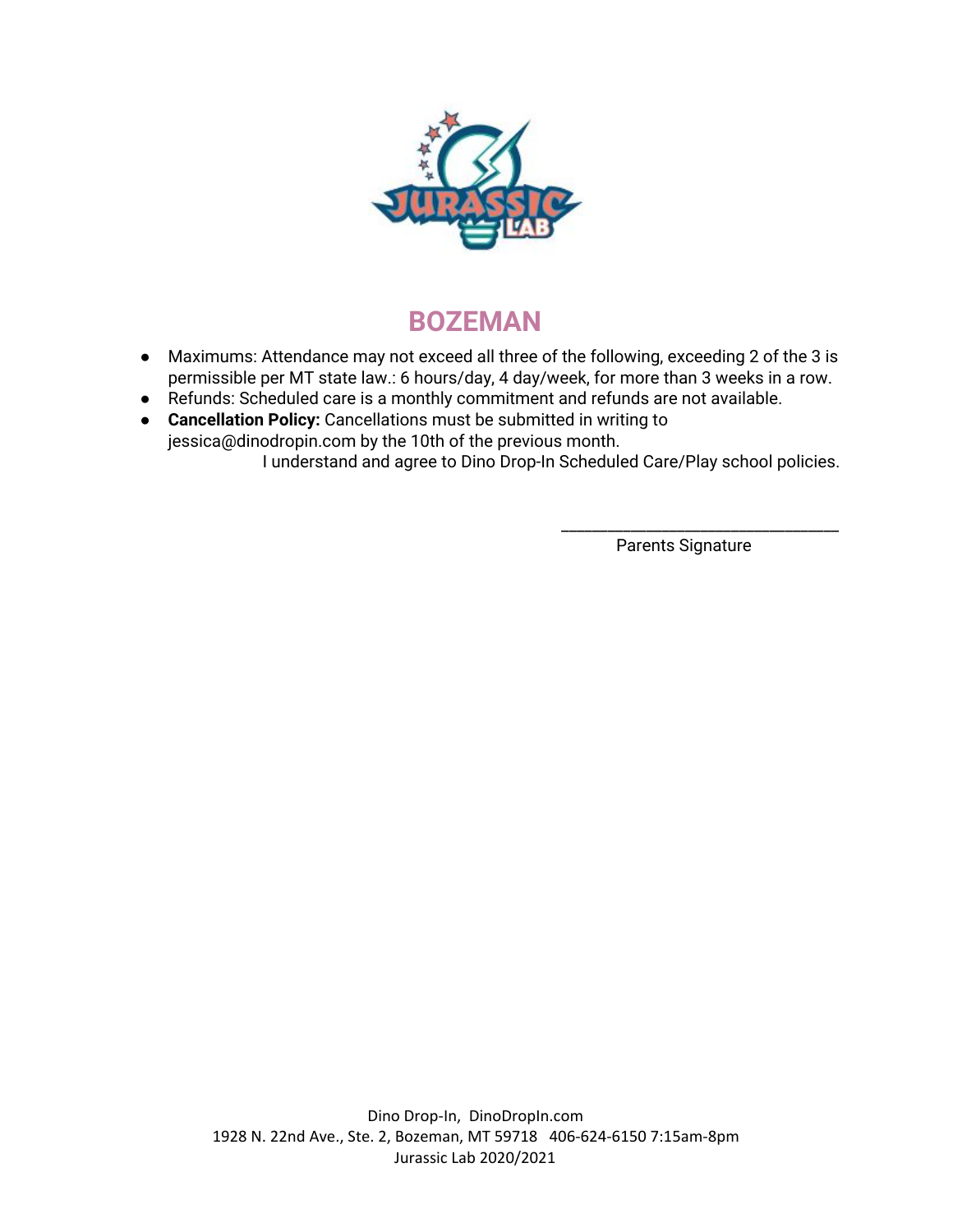## BOZEMAN

- Maximums: Attendance may not exceed all three of the following, exceeding 2 of the 3 is permissible per MT state law.: 6 hours/day, 4 day/week, for more than 3 weeks in a row.
- Refunds: Scheduled care is a monthly commitment and refunds are not available.
- **Cancellation Policy:** Cancellations must be submitted in writing to jessica@dinodropin.com by the 10th of the previous month.

I understand and agree to Dino Drop-In Scheduled Care/Play school policies.

\_\_\_\_\_\_\_\_\_\_\_\_\_\_\_\_\_\_\_\_\_\_\_\_\_\_\_\_\_\_\_\_

Parents Signature

Dino Drop-In, DinoDropIn.com
1928 N. 22nd Ave., Ste. 2, Bozeman, MT 59718 406-624-6150 7:15am-8pm
Jurassic Lab 2020/2021